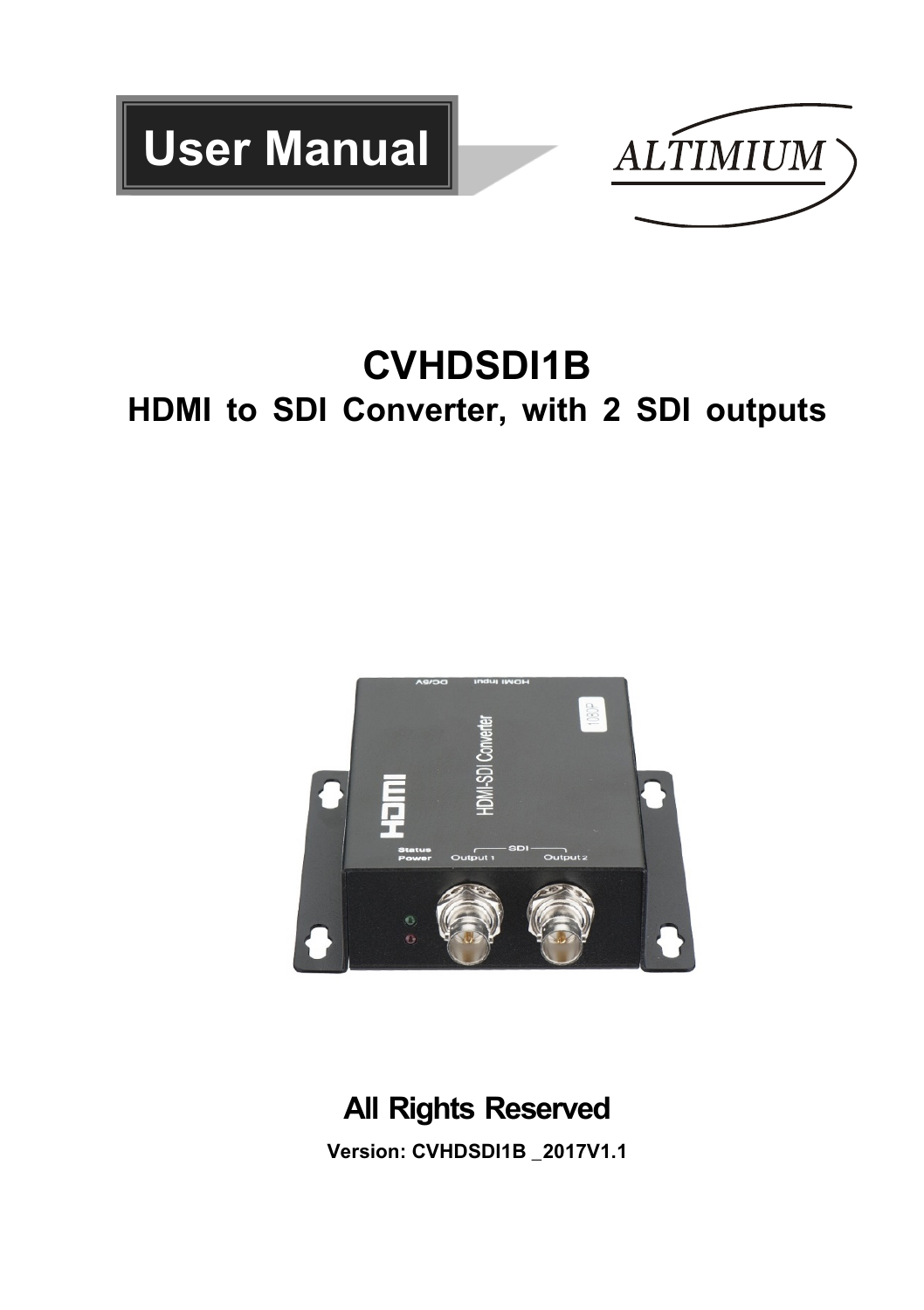# User Manual

ALTIMIUM

# CVHDSDI1B

## HDMI to SDI Converter, with 2 SDI outputs

**All Rights Reserved**

**Version: CVHDSDI1B _2017V1.1**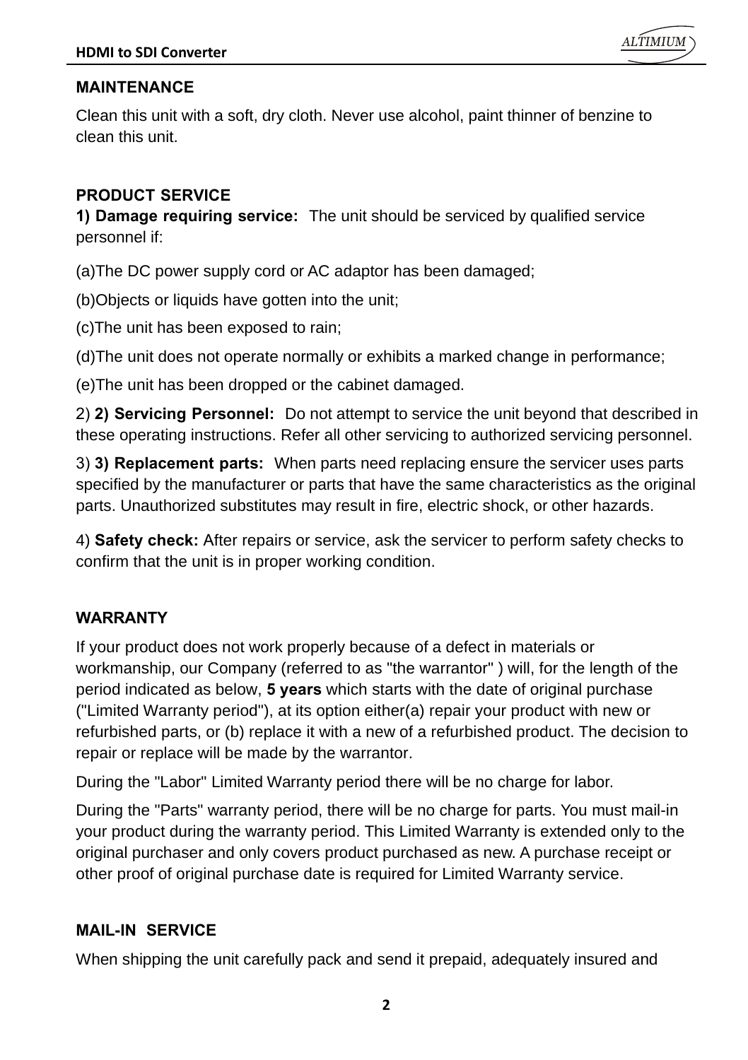## MAINTENANCE

Clean this unit with a soft, dry cloth. Never use alcohol, paint thinner of benzine to clean this unit.

## PRODUCT SERVICE

**1) Damage requiring service:** The unit should be serviced by qualified service personnel if:

(a)The DC power supply cord or AC adaptor has been damaged;

(b)Objects or liquids have gotten into the unit;

(c)The unit has been exposed to rain;

(d)The unit does not operate normally or exhibits a marked change in performance;

(e)The unit has been dropped or the cabinet damaged.

2) **2) Servicing Personnel:** Do not attempt to service the unit beyond that described in these operating instructions. Refer all other servicing to authorized servicing personnel.

3) **3) Replacement parts:** When parts need replacing ensure the servicer uses parts specified by the manufacturer or parts that have the same characteristics as the original parts. Unauthorized substitutes may result in fire, electric shock, or other hazards.

4) **Safety check:** After repairs or service, ask the servicer to perform safety checks to confirm that the unit is in proper working condition.

## WARRANTY

If your product does not work properly because of a defect in materials or workmanship, our Company (referred to as "the warrantor" ) will, for the length of the period indicated as below, **5 years** which starts with the date of original purchase ("Limited Warranty period"), at its option either(a) repair your product with new or refurbished parts, or (b) replace it with a new of a refurbished product. The decision to repair or replace will be made by the warrantor.

During the "Labor" Limited Warranty period there will be no charge for labor.

During the "Parts" warranty period, there will be no charge for parts. You must mail-in your product during the warranty period. This Limited Warranty is extended only to the original purchaser and only covers product purchased as new. A purchase receipt or other proof of original purchase date is required for Limited Warranty service.

## MAIL-IN SERVICE

When shipping the unit carefully pack and send it prepaid, adequately insured and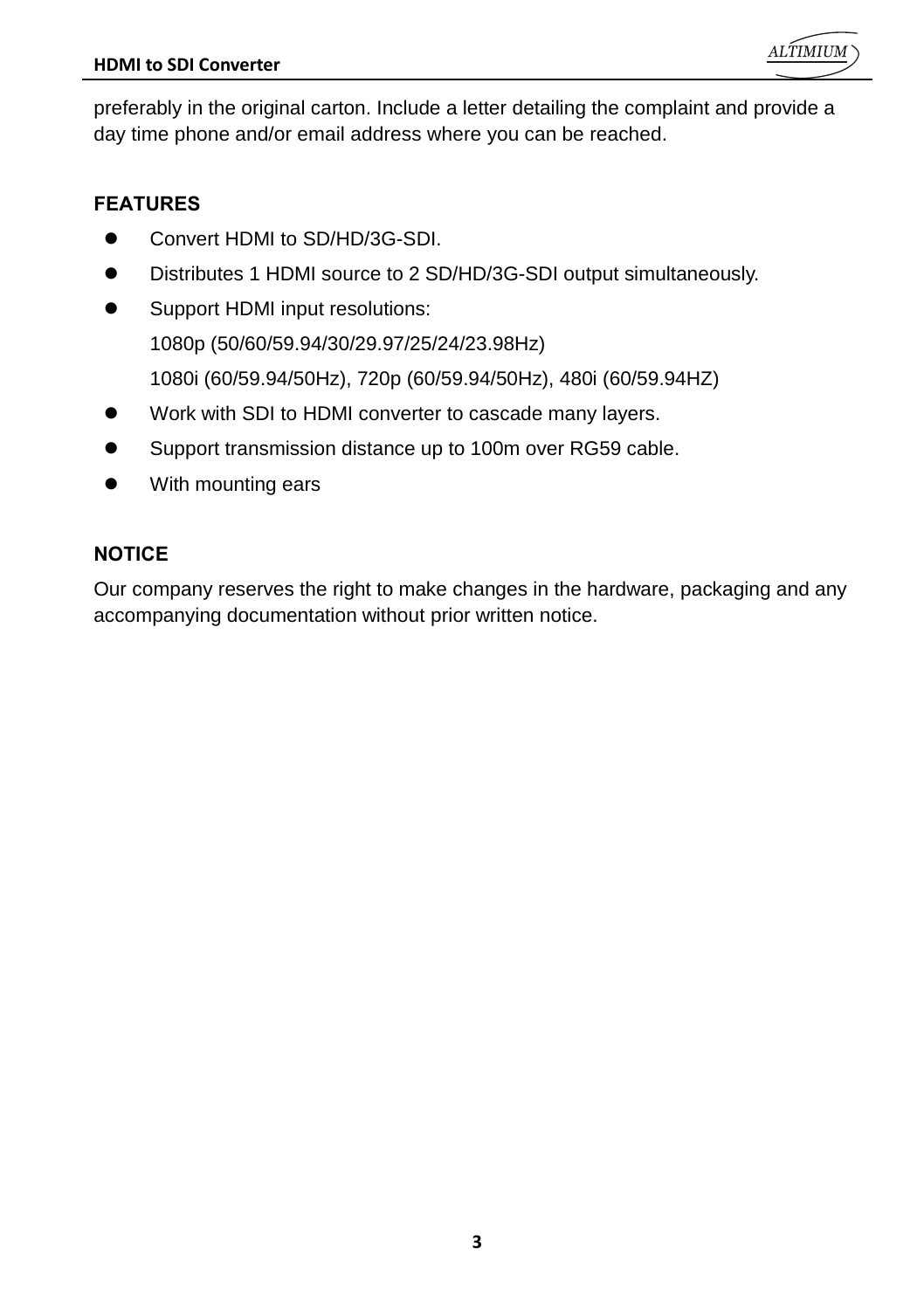preferably in the original carton. Include a letter detailing the complaint and provide a day time phone and/or email address where you can be reached.

## FEATURES

- Convert HDMI to SD/HD/3G-SDI.
- Distributes 1 HDMI source to 2 SD/HD/3G-SDI output simultaneously.
- Support HDMI input resolutions:
  1080p (50/60/59.94/30/29.97/25/24/23.98Hz)
  1080i (60/59.94/50Hz), 720p (60/59.94/50Hz), 480i (60/59.94HZ)
- Work with SDI to HDMI converter to cascade many layers.
- Support transmission distance up to 100m over RG59 cable.
- With mounting ears

## NOTICE

Our company reserves the right to make changes in the hardware, packaging and any accompanying documentation without prior written notice.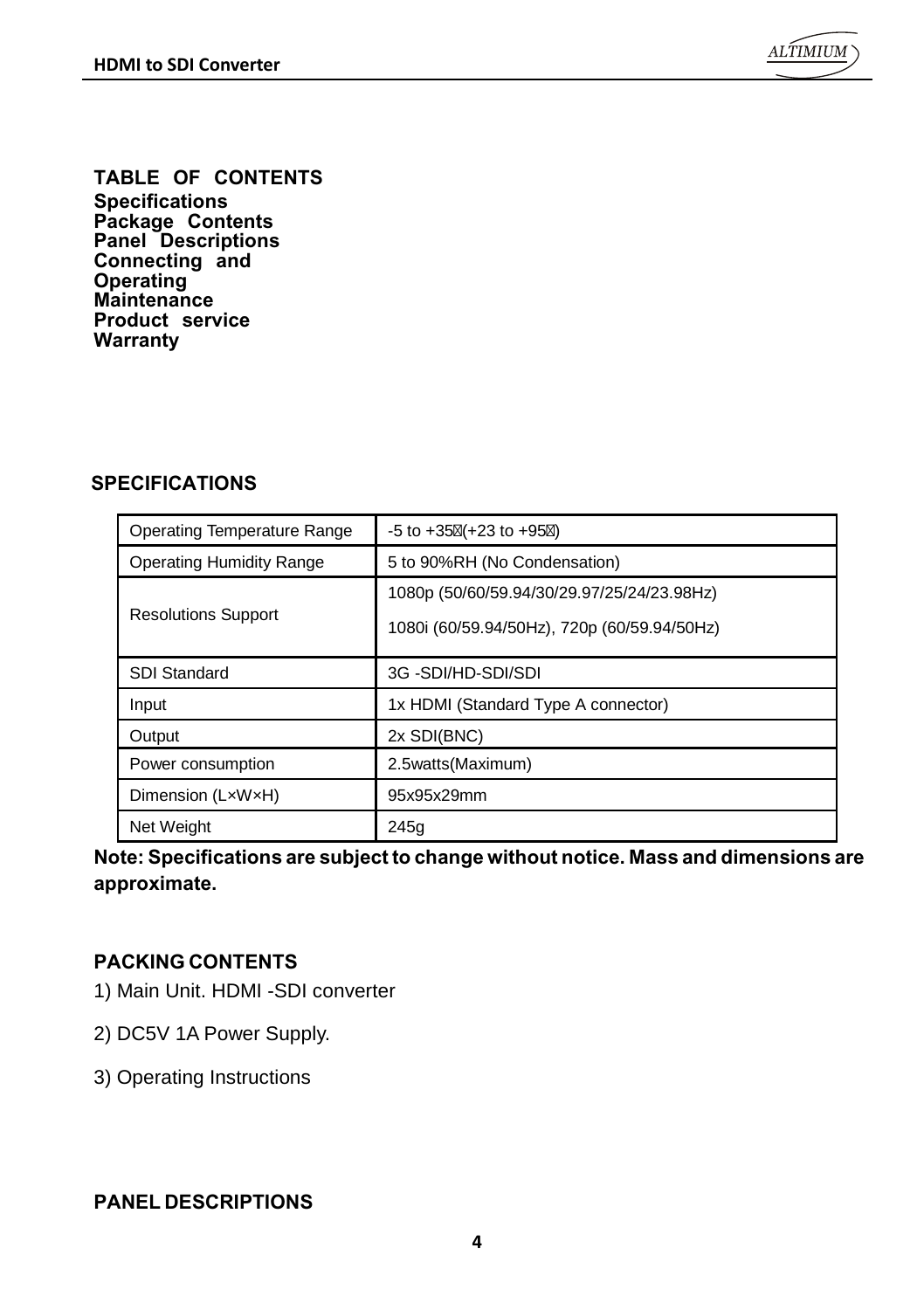**TABLE OF CONTENTS**

**Specifications**
**Package Contents**
**Panel Descriptions**
**Connecting and Operating**
**Maintenance**
**Product service**
**Warranty**

## SPECIFICATIONS

| Operating Temperature Range | -5 to +35(+23 to +95) |
|---|---|
| Operating Humidity Range | 5 to 90%RH (No Condensation) |
| Resolutions Support | 1080p (50/60/59.94/30/29.97/25/24/23.98Hz)<br>1080i (60/59.94/50Hz), 720p (60/59.94/50Hz) |
| SDI Standard | 3G -SDI/HD-SDI/SDI |
| Input | 1x HDMI (Standard Type A connector) |
| Output | 2x SDI(BNC) |
| Power consumption | 2.5watts(Maximum) |
| Dimension (L×W×H) | 95x95x29mm |
| Net Weight | 245g |

**Note: Specifications are subject to change without notice. Mass and dimensions are approximate.**

## PACKING CONTENTS

1) Main Unit. HDMI -SDI converter

2) DC5V 1A Power Supply.

3) Operating Instructions

## PANEL DESCRIPTIONS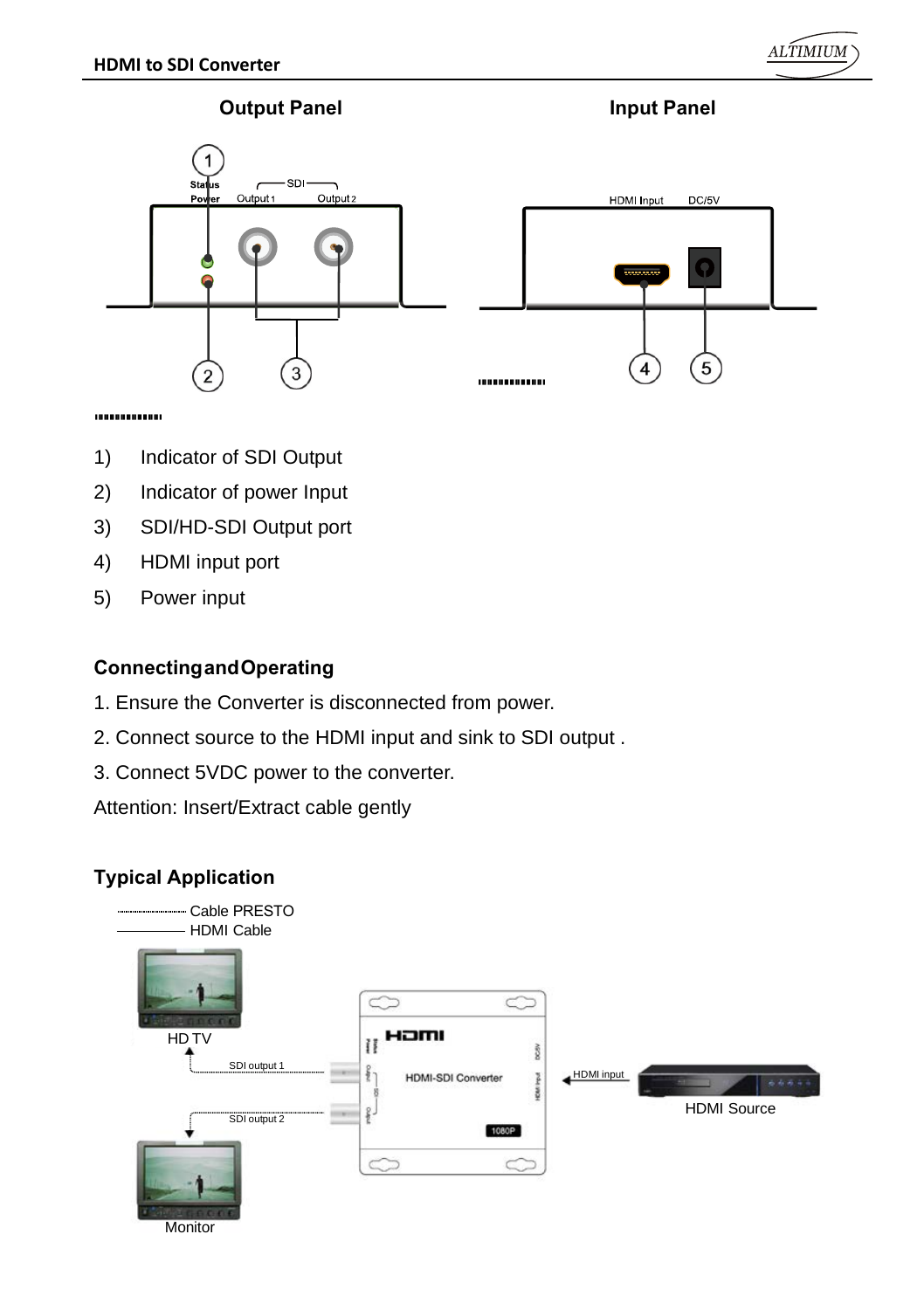## Output Panel

## Input Panel

1) Indicator of SDI Output
2) Indicator of power Input
3) SDI/HD-SDI Output port
4) HDMI input port
5) Power input

### Connecting and Operating

1. Ensure the Converter is disconnected from power.
2. Connect source to the HDMI input and sink to SDI output .
3. Connect 5VDC power to the converter.

Attention: Insert/Extract cable gently

### Typical Application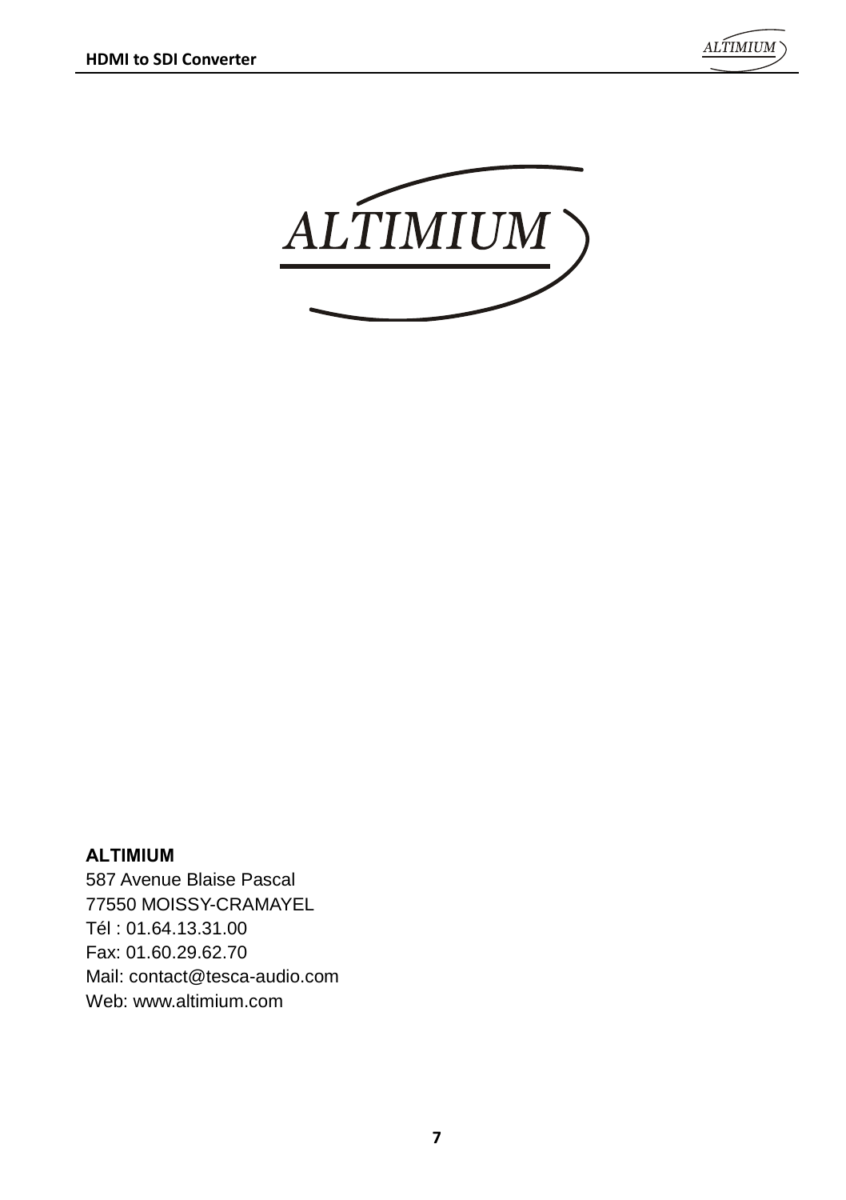ALTIMIUM

**ALTIMIUM**
587 Avenue Blaise Pascal
77550 MOISSY-CRAMAYEL
Tél : 01.64.13.31.00
Fax: 01.60.29.62.70
Mail: contact@tesca-audio.com
Web: www.altimium.com